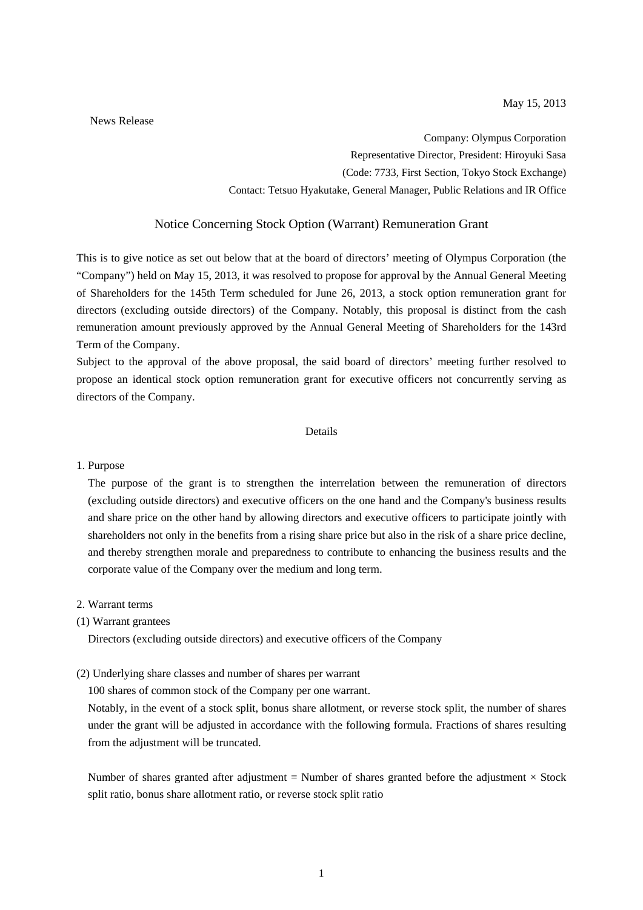May 15, 2013

News Release

Company: Olympus Corporation
Representative Director, President: Hiroyuki Sasa
(Code: 7733, First Section, Tokyo Stock Exchange)
Contact: Tetsuo Hyakutake, General Manager, Public Relations and IR Office

# Notice Concerning Stock Option (Warrant) Remuneration Grant

This is to give notice as set out below that at the board of directors' meeting of Olympus Corporation (the "Company") held on May 15, 2013, it was resolved to propose for approval by the Annual General Meeting of Shareholders for the 145th Term scheduled for June 26, 2013, a stock option remuneration grant for directors (excluding outside directors) of the Company. Notably, this proposal is distinct from the cash remuneration amount previously approved by the Annual General Meeting of Shareholders for the 143rd Term of the Company.

Subject to the approval of the above proposal, the said board of directors' meeting further resolved to propose an identical stock option remuneration grant for executive officers not concurrently serving as directors of the Company.

## Details

1. Purpose

The purpose of the grant is to strengthen the interrelation between the remuneration of directors (excluding outside directors) and executive officers on the one hand and the Company's business results and share price on the other hand by allowing directors and executive officers to participate jointly with shareholders not only in the benefits from a rising share price but also in the risk of a share price decline, and thereby strengthen morale and preparedness to contribute to enhancing the business results and the corporate value of the Company over the medium and long term.

2. Warrant terms

(1) Warrant grantees

Directors (excluding outside directors) and executive officers of the Company

(2) Underlying share classes and number of shares per warrant

100 shares of common stock of the Company per one warrant.

Notably, in the event of a stock split, bonus share allotment, or reverse stock split, the number of shares under the grant will be adjusted in accordance with the following formula. Fractions of shares resulting from the adjustment will be truncated.

Number of shares granted after adjustment = Number of shares granted before the adjustment × Stock split ratio, bonus share allotment ratio, or reverse stock split ratio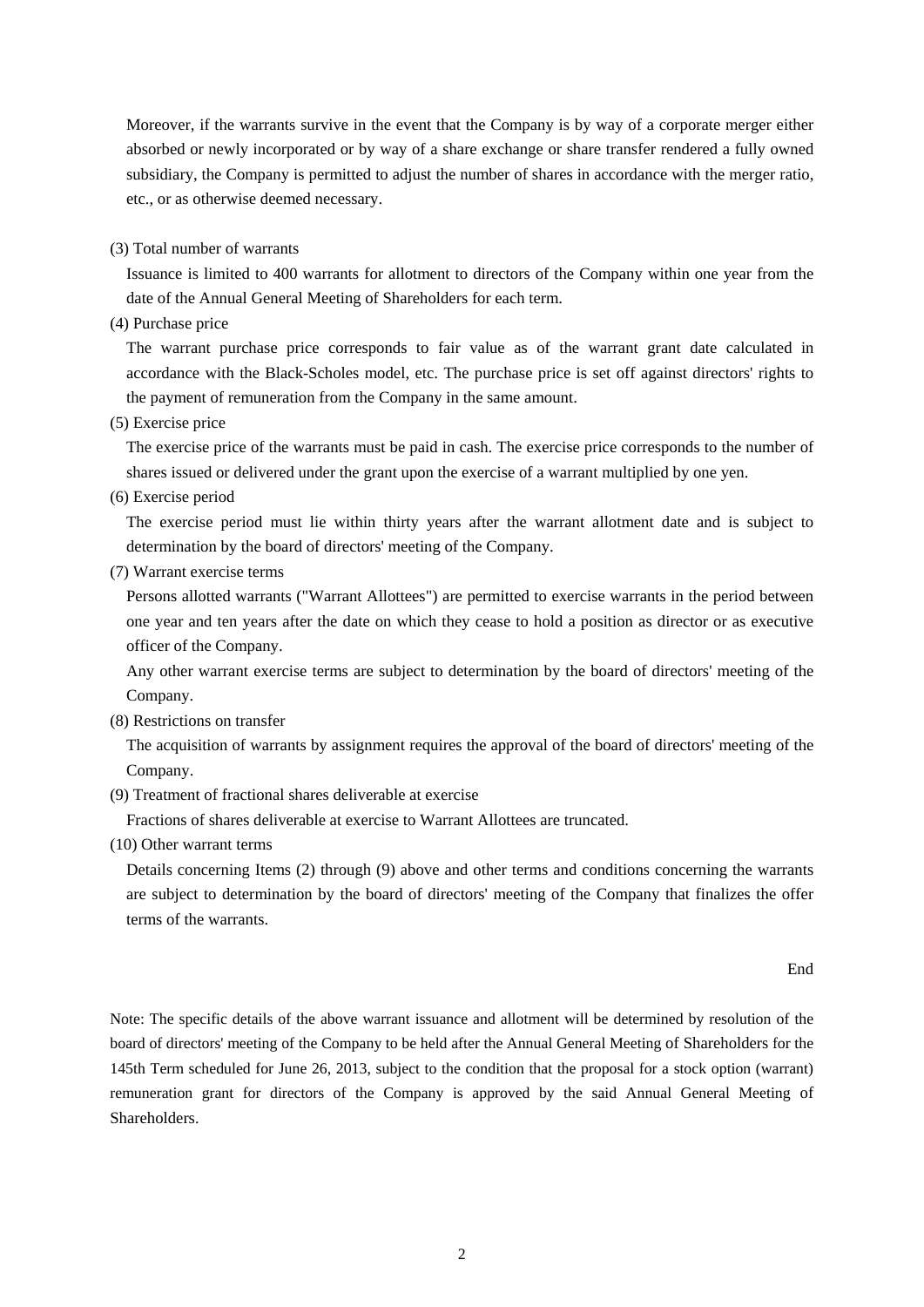Moreover, if the warrants survive in the event that the Company is by way of a corporate merger either absorbed or newly incorporated or by way of a share exchange or share transfer rendered a fully owned subsidiary, the Company is permitted to adjust the number of shares in accordance with the merger ratio, etc., or as otherwise deemed necessary.

(3) Total number of warrants

Issuance is limited to 400 warrants for allotment to directors of the Company within one year from the date of the Annual General Meeting of Shareholders for each term.

(4) Purchase price

The warrant purchase price corresponds to fair value as of the warrant grant date calculated in accordance with the Black-Scholes model, etc. The purchase price is set off against directors' rights to the payment of remuneration from the Company in the same amount.

(5) Exercise price

The exercise price of the warrants must be paid in cash. The exercise price corresponds to the number of shares issued or delivered under the grant upon the exercise of a warrant multiplied by one yen.

(6) Exercise period

The exercise period must lie within thirty years after the warrant allotment date and is subject to determination by the board of directors' meeting of the Company.

(7) Warrant exercise terms

Persons allotted warrants ("Warrant Allottees") are permitted to exercise warrants in the period between one year and ten years after the date on which they cease to hold a position as director or as executive officer of the Company.

Any other warrant exercise terms are subject to determination by the board of directors' meeting of the Company.

(8) Restrictions on transfer

The acquisition of warrants by assignment requires the approval of the board of directors' meeting of the Company.

(9) Treatment of fractional shares deliverable at exercise

Fractions of shares deliverable at exercise to Warrant Allottees are truncated.

(10) Other warrant terms

Details concerning Items (2) through (9) above and other terms and conditions concerning the warrants are subject to determination by the board of directors' meeting of the Company that finalizes the offer terms of the warrants.

End

Note: The specific details of the above warrant issuance and allotment will be determined by resolution of the board of directors' meeting of the Company to be held after the Annual General Meeting of Shareholders for the 145th Term scheduled for June 26, 2013, subject to the condition that the proposal for a stock option (warrant) remuneration grant for directors of the Company is approved by the said Annual General Meeting of Shareholders.